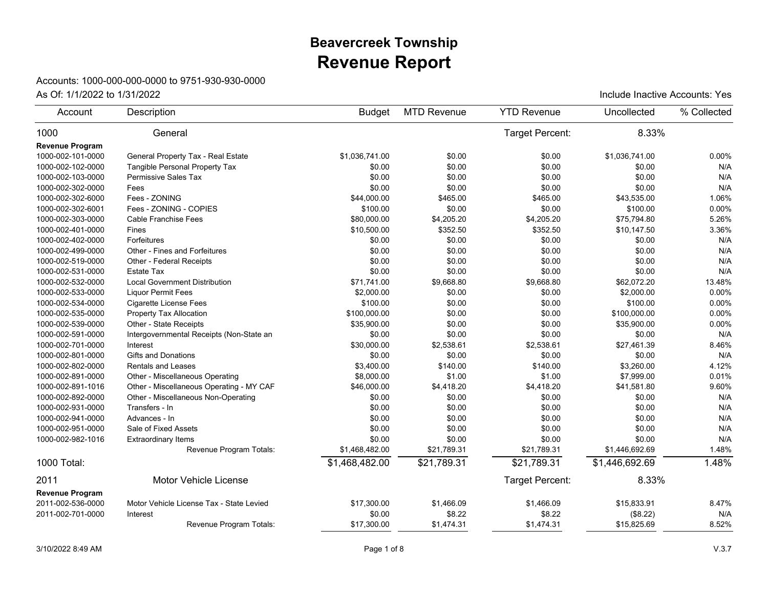# Beavercreek Township
# Revenue Report

Accounts: 1000-000-000-0000 to 9751-930-930-0000

As Of: 1/1/2022 to 1/31/2022

Include Inactive Accounts: Yes

| Account | Description | Budget | MTD Revenue | YTD Revenue | Uncollected | % Collected |
|---|---|---|---|---|---|---|
| 1000 | General | | | Target Percent: | 8.33% | |
| **Revenue Program** | | | | | | |
| 1000-002-101-0000 | General Property Tax - Real Estate | $1,036,741.00 | $0.00 | $0.00 | $1,036,741.00 | 0.00% |
| 1000-002-102-0000 | Tangible Personal Property Tax | $0.00 | $0.00 | $0.00 | $0.00 | N/A |
| 1000-002-103-0000 | Permissive Sales Tax | $0.00 | $0.00 | $0.00 | $0.00 | N/A |
| 1000-002-302-0000 | Fees | $0.00 | $0.00 | $0.00 | $0.00 | N/A |
| 1000-002-302-6000 | Fees - ZONING | $44,000.00 | $465.00 | $465.00 | $43,535.00 | 1.06% |
| 1000-002-302-6001 | Fees - ZONING - COPIES | $100.00 | $0.00 | $0.00 | $100.00 | 0.00% |
| 1000-002-303-0000 | Cable Franchise Fees | $80,000.00 | $4,205.20 | $4,205.20 | $75,794.80 | 5.26% |
| 1000-002-401-0000 | Fines | $10,500.00 | $352.50 | $352.50 | $10,147.50 | 3.36% |
| 1000-002-402-0000 | Forfeitures | $0.00 | $0.00 | $0.00 | $0.00 | N/A |
| 1000-002-499-0000 | Other - Fines and Forfeitures | $0.00 | $0.00 | $0.00 | $0.00 | N/A |
| 1000-002-519-0000 | Other - Federal Receipts | $0.00 | $0.00 | $0.00 | $0.00 | N/A |
| 1000-002-531-0000 | Estate Tax | $0.00 | $0.00 | $0.00 | $0.00 | N/A |
| 1000-002-532-0000 | Local Government Distribution | $71,741.00 | $9,668.80 | $9,668.80 | $62,072.20 | 13.48% |
| 1000-002-533-0000 | Liquor Permit Fees | $2,000.00 | $0.00 | $0.00 | $2,000.00 | 0.00% |
| 1000-002-534-0000 | Cigarette License Fees | $100.00 | $0.00 | $0.00 | $100.00 | 0.00% |
| 1000-002-535-0000 | Property Tax Allocation | $100,000.00 | $0.00 | $0.00 | $100,000.00 | 0.00% |
| 1000-002-539-0000 | Other - State Receipts | $35,900.00 | $0.00 | $0.00 | $35,900.00 | 0.00% |
| 1000-002-591-0000 | Intergovernmental Receipts (Non-State an | $0.00 | $0.00 | $0.00 | $0.00 | N/A |
| 1000-002-701-0000 | Interest | $30,000.00 | $2,538.61 | $2,538.61 | $27,461.39 | 8.46% |
| 1000-002-801-0000 | Gifts and Donations | $0.00 | $0.00 | $0.00 | $0.00 | N/A |
| 1000-002-802-0000 | Rentals and Leases | $3,400.00 | $140.00 | $140.00 | $3,260.00 | 4.12% |
| 1000-002-891-0000 | Other - Miscellaneous Operating | $8,000.00 | $1.00 | $1.00 | $7,999.00 | 0.01% |
| 1000-002-891-1016 | Other - Miscellaneous Operating - MY CAF | $46,000.00 | $4,418.20 | $4,418.20 | $41,581.80 | 9.60% |
| 1000-002-892-0000 | Other - Miscellaneous Non-Operating | $0.00 | $0.00 | $0.00 | $0.00 | N/A |
| 1000-002-931-0000 | Transfers - In | $0.00 | $0.00 | $0.00 | $0.00 | N/A |
| 1000-002-941-0000 | Advances - In | $0.00 | $0.00 | $0.00 | $0.00 | N/A |
| 1000-002-951-0000 | Sale of Fixed Assets | $0.00 | $0.00 | $0.00 | $0.00 | N/A |
| 1000-002-982-1016 | Extraordinary Items | $0.00 | $0.00 | $0.00 | $0.00 | N/A |
| | Revenue Program Totals: | $1,468,482.00 | $21,789.31 | $21,789.31 | $1,446,692.69 | 1.48% |
| 1000 Total: | | $1,468,482.00 | $21,789.31 | $21,789.31 | $1,446,692.69 | 1.48% |
| 2011 | Motor Vehicle License | | | Target Percent: | 8.33% | |
| **Revenue Program** | | | | | | |
| 2011-002-536-0000 | Motor Vehicle License Tax - State Levied | $17,300.00 | $1,466.09 | $1,466.09 | $15,833.91 | 8.47% |
| 2011-002-701-0000 | Interest | $0.00 | $8.22 | $8.22 | ($8.22) | N/A |
| | Revenue Program Totals: | $17,300.00 | $1,474.31 | $1,474.31 | $15,825.69 | 8.52% |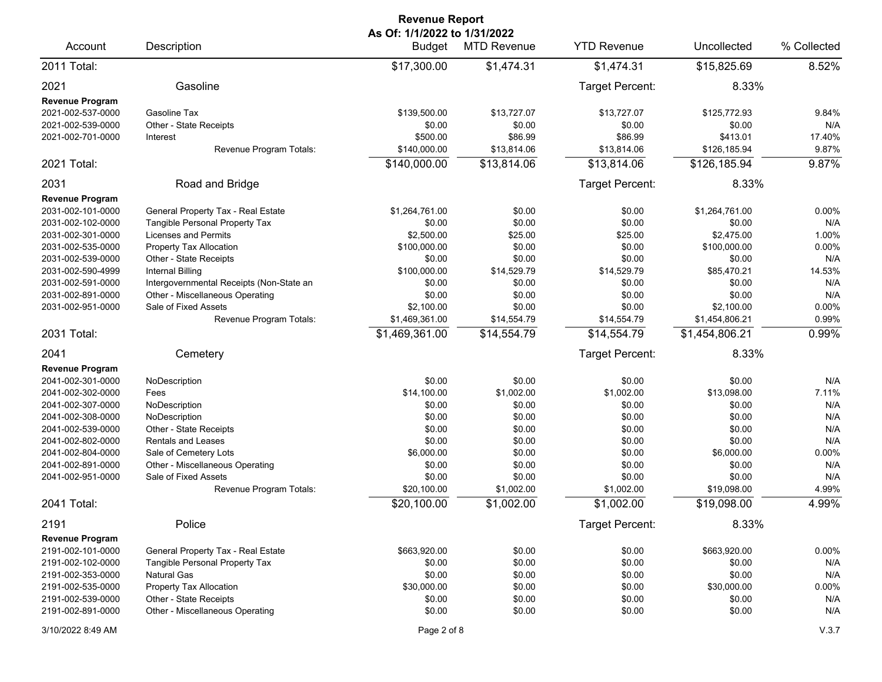**Revenue Report**
**As Of: 1/1/2022 to 1/31/2022**

| Account | Description | Budget | MTD Revenue | YTD Revenue | Uncollected | % Collected |
|---|---|---|---|---|---|---|
| 2011 Total: | | $17,300.00 | $1,474.31 | $1,474.31 | $15,825.69 | 8.52% |
| 2021 | Gasoline | | | Target Percent: | 8.33% | |
| **Revenue Program** | | | | | | |
| 2021-002-537-0000 | Gasoline Tax | $139,500.00 | $13,727.07 | $13,727.07 | $125,772.93 | 9.84% |
| 2021-002-539-0000 | Other - State Receipts | $0.00 | $0.00 | $0.00 | $0.00 | N/A |
| 2021-002-701-0000 | Interest | $500.00 | $86.99 | $86.99 | $413.01 | 17.40% |
| | Revenue Program Totals: | $140,000.00 | $13,814.06 | $13,814.06 | $126,185.94 | 9.87% |
| 2021 Total: | | $140,000.00 | $13,814.06 | $13,814.06 | $126,185.94 | 9.87% |
| 2031 | Road and Bridge | | | Target Percent: | 8.33% | |
| **Revenue Program** | | | | | | |
| 2031-002-101-0000 | General Property Tax - Real Estate | $1,264,761.00 | $0.00 | $0.00 | $1,264,761.00 | 0.00% |
| 2031-002-102-0000 | Tangible Personal Property Tax | $0.00 | $0.00 | $0.00 | $0.00 | N/A |
| 2031-002-301-0000 | Licenses and Permits | $2,500.00 | $25.00 | $25.00 | $2,475.00 | 1.00% |
| 2031-002-535-0000 | Property Tax Allocation | $100,000.00 | $0.00 | $0.00 | $100,000.00 | 0.00% |
| 2031-002-539-0000 | Other - State Receipts | $0.00 | $0.00 | $0.00 | $0.00 | N/A |
| 2031-002-590-4999 | Internal Billing | $100,000.00 | $14,529.79 | $14,529.79 | $85,470.21 | 14.53% |
| 2031-002-591-0000 | Intergovernmental Receipts (Non-State an | $0.00 | $0.00 | $0.00 | $0.00 | N/A |
| 2031-002-891-0000 | Other - Miscellaneous Operating | $0.00 | $0.00 | $0.00 | $0.00 | N/A |
| 2031-002-951-0000 | Sale of Fixed Assets | $2,100.00 | $0.00 | $0.00 | $2,100.00 | 0.00% |
| | Revenue Program Totals: | $1,469,361.00 | $14,554.79 | $14,554.79 | $1,454,806.21 | 0.99% |
| 2031 Total: | | $1,469,361.00 | $14,554.79 | $14,554.79 | $1,454,806.21 | 0.99% |
| 2041 | Cemetery | | | Target Percent: | 8.33% | |
| **Revenue Program** | | | | | | |
| 2041-002-301-0000 | NoDescription | $0.00 | $0.00 | $0.00 | $0.00 | N/A |
| 2041-002-302-0000 | Fees | $14,100.00 | $1,002.00 | $1,002.00 | $13,098.00 | 7.11% |
| 2041-002-307-0000 | NoDescription | $0.00 | $0.00 | $0.00 | $0.00 | N/A |
| 2041-002-308-0000 | NoDescription | $0.00 | $0.00 | $0.00 | $0.00 | N/A |
| 2041-002-539-0000 | Other - State Receipts | $0.00 | $0.00 | $0.00 | $0.00 | N/A |
| 2041-002-802-0000 | Rentals and Leases | $0.00 | $0.00 | $0.00 | $0.00 | N/A |
| 2041-002-804-0000 | Sale of Cemetery Lots | $6,000.00 | $0.00 | $0.00 | $6,000.00 | 0.00% |
| 2041-002-891-0000 | Other - Miscellaneous Operating | $0.00 | $0.00 | $0.00 | $0.00 | N/A |
| 2041-002-951-0000 | Sale of Fixed Assets | $0.00 | $0.00 | $0.00 | $0.00 | N/A |
| | Revenue Program Totals: | $20,100.00 | $1,002.00 | $1,002.00 | $19,098.00 | 4.99% |
| 2041 Total: | | $20,100.00 | $1,002.00 | $1,002.00 | $19,098.00 | 4.99% |
| 2191 | Police | | | Target Percent: | 8.33% | |
| **Revenue Program** | | | | | | |
| 2191-002-101-0000 | General Property Tax - Real Estate | $663,920.00 | $0.00 | $0.00 | $663,920.00 | 0.00% |
| 2191-002-102-0000 | Tangible Personal Property Tax | $0.00 | $0.00 | $0.00 | $0.00 | N/A |
| 2191-002-353-0000 | Natural Gas | $0.00 | $0.00 | $0.00 | $0.00 | N/A |
| 2191-002-535-0000 | Property Tax Allocation | $30,000.00 | $0.00 | $0.00 | $30,000.00 | 0.00% |
| 2191-002-539-0000 | Other - State Receipts | $0.00 | $0.00 | $0.00 | $0.00 | N/A |
| 2191-002-891-0000 | Other - Miscellaneous Operating | $0.00 | $0.00 | $0.00 | $0.00 | N/A |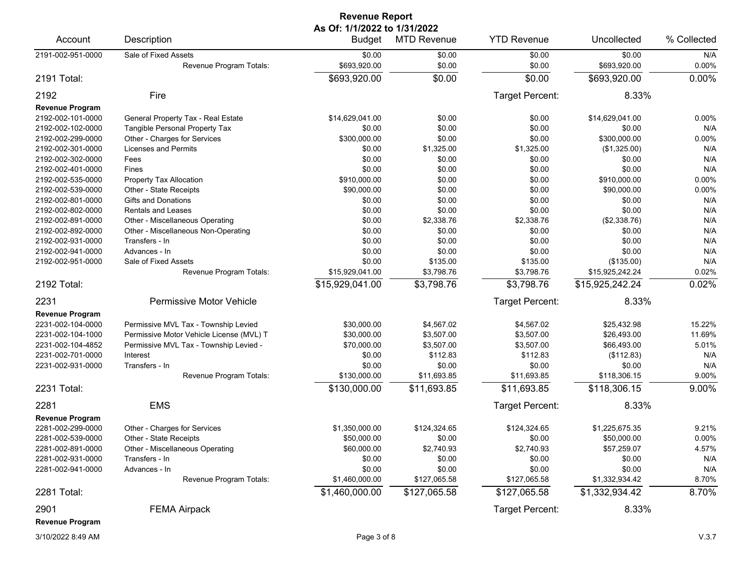**Revenue Report**
**As Of: 1/1/2022 to 1/31/2022**

| Account | Description | Budget | MTD Revenue | YTD Revenue | Uncollected | % Collected |
|---|---|---|---|---|---|---|
| 2191-002-951-0000 | Sale of Fixed Assets | $0.00 | $0.00 | $0.00 | $0.00 | N/A |
| | Revenue Program Totals: | $693,920.00 | $0.00 | $0.00 | $693,920.00 | 0.00% |
| **2191 Total:** | | **$693,920.00** | **$0.00** | **$0.00** | **$693,920.00** | **0.00%** |
| **2192** | **Fire** | | | Target Percent: | 8.33% | |
| **Revenue Program** | | | | | | |
| 2192-002-101-0000 | General Property Tax - Real Estate | $14,629,041.00 | $0.00 | $0.00 | $14,629,041.00 | 0.00% |
| 2192-002-102-0000 | Tangible Personal Property Tax | $0.00 | $0.00 | $0.00 | $0.00 | N/A |
| 2192-002-299-0000 | Other - Charges for Services | $300,000.00 | $0.00 | $0.00 | $300,000.00 | 0.00% |
| 2192-002-301-0000 | Licenses and Permits | $0.00 | $1,325.00 | $1,325.00 | ($1,325.00) | N/A |
| 2192-002-302-0000 | Fees | $0.00 | $0.00 | $0.00 | $0.00 | N/A |
| 2192-002-401-0000 | Fines | $0.00 | $0.00 | $0.00 | $0.00 | N/A |
| 2192-002-535-0000 | Property Tax Allocation | $910,000.00 | $0.00 | $0.00 | $910,000.00 | 0.00% |
| 2192-002-539-0000 | Other - State Receipts | $90,000.00 | $0.00 | $0.00 | $90,000.00 | 0.00% |
| 2192-002-801-0000 | Gifts and Donations | $0.00 | $0.00 | $0.00 | $0.00 | N/A |
| 2192-002-802-0000 | Rentals and Leases | $0.00 | $0.00 | $0.00 | $0.00 | N/A |
| 2192-002-891-0000 | Other - Miscellaneous Operating | $0.00 | $2,338.76 | $2,338.76 | ($2,338.76) | N/A |
| 2192-002-892-0000 | Other - Miscellaneous Non-Operating | $0.00 | $0.00 | $0.00 | $0.00 | N/A |
| 2192-002-931-0000 | Transfers - In | $0.00 | $0.00 | $0.00 | $0.00 | N/A |
| 2192-002-941-0000 | Advances - In | $0.00 | $0.00 | $0.00 | $0.00 | N/A |
| 2192-002-951-0000 | Sale of Fixed Assets | $0.00 | $135.00 | $135.00 | ($135.00) | N/A |
| | Revenue Program Totals: | $15,929,041.00 | $3,798.76 | $3,798.76 | $15,925,242.24 | 0.02% |
| **2192 Total:** | | **$15,929,041.00** | **$3,798.76** | **$3,798.76** | **$15,925,242.24** | **0.02%** |
| **2231** | **Permissive Motor Vehicle** | | | Target Percent: | 8.33% | |
| **Revenue Program** | | | | | | |
| 2231-002-104-0000 | Permissive MVL Tax - Township Levied | $30,000.00 | $4,567.02 | $4,567.02 | $25,432.98 | 15.22% |
| 2231-002-104-1000 | Permissive Motor Vehicle License (MVL) T | $30,000.00 | $3,507.00 | $3,507.00 | $26,493.00 | 11.69% |
| 2231-002-104-4852 | Permissive MVL Tax - Township Levied - | $70,000.00 | $3,507.00 | $3,507.00 | $66,493.00 | 5.01% |
| 2231-002-701-0000 | Interest | $0.00 | $112.83 | $112.83 | ($112.83) | N/A |
| 2231-002-931-0000 | Transfers - In | $0.00 | $0.00 | $0.00 | $0.00 | N/A |
| | Revenue Program Totals: | $130,000.00 | $11,693.85 | $11,693.85 | $118,306.15 | 9.00% |
| **2231 Total:** | | **$130,000.00** | **$11,693.85** | **$11,693.85** | **$118,306.15** | **9.00%** |
| **2281** | **EMS** | | | Target Percent: | 8.33% | |
| **Revenue Program** | | | | | | |
| 2281-002-299-0000 | Other - Charges for Services | $1,350,000.00 | $124,324.65 | $124,324.65 | $1,225,675.35 | 9.21% |
| 2281-002-539-0000 | Other - State Receipts | $50,000.00 | $0.00 | $0.00 | $50,000.00 | 0.00% |
| 2281-002-891-0000 | Other - Miscellaneous Operating | $60,000.00 | $2,740.93 | $2,740.93 | $57,259.07 | 4.57% |
| 2281-002-931-0000 | Transfers - In | $0.00 | $0.00 | $0.00 | $0.00 | N/A |
| 2281-002-941-0000 | Advances - In | $0.00 | $0.00 | $0.00 | $0.00 | N/A |
| | Revenue Program Totals: | $1,460,000.00 | $127,065.58 | $127,065.58 | $1,332,934.42 | 8.70% |
| **2281 Total:** | | **$1,460,000.00** | **$127,065.58** | **$127,065.58** | **$1,332,934.42** | **8.70%** |
| **2901** | **FEMA Airpack** | | | Target Percent: | 8.33% | |
| **Revenue Program** | | | | | | |

3/10/2022 8:49 AM

V.3.7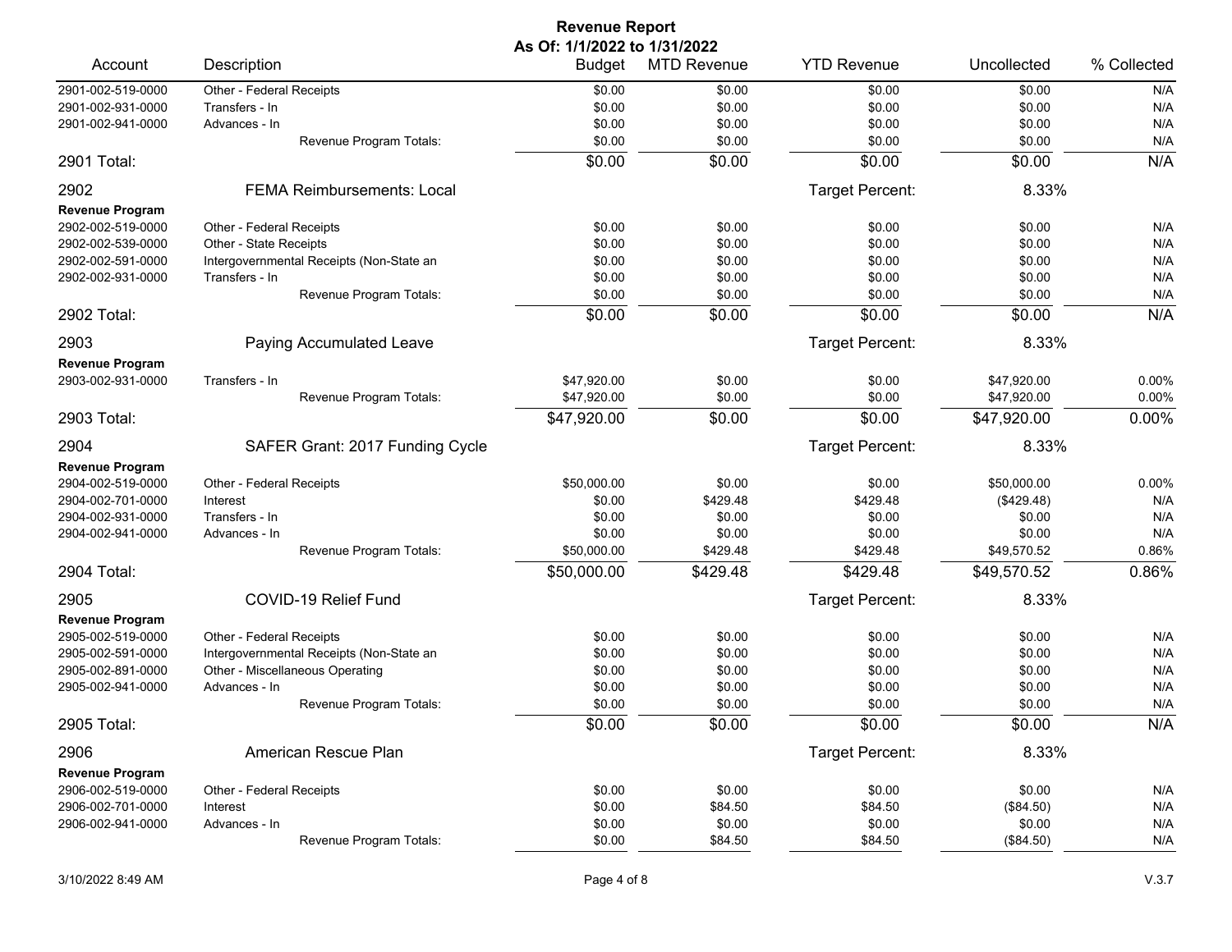# Revenue Report

**As Of: 1/1/2022 to 1/31/2022**

| Account | Description | Budget | MTD Revenue | YTD Revenue | Uncollected | % Collected |
|---|---|---|---|---|---|---|
| 2901-002-519-0000 | Other - Federal Receipts | $0.00 | $0.00 | $0.00 | $0.00 | N/A |
| 2901-002-931-0000 | Transfers - In | $0.00 | $0.00 | $0.00 | $0.00 | N/A |
| 2901-002-941-0000 | Advances - In | $0.00 | $0.00 | $0.00 | $0.00 | N/A |
| | Revenue Program Totals: | $0.00 | $0.00 | $0.00 | $0.00 | N/A |
| 2901 Total: | | $0.00 | $0.00 | $0.00 | $0.00 | N/A |
| **2902** | **FEMA Reimbursements: Local** | | | Target Percent: | 8.33% | |
| **Revenue Program** | | | | | | |
| 2902-002-519-0000 | Other - Federal Receipts | $0.00 | $0.00 | $0.00 | $0.00 | N/A |
| 2902-002-539-0000 | Other - State Receipts | $0.00 | $0.00 | $0.00 | $0.00 | N/A |
| 2902-002-591-0000 | Intergovernmental Receipts (Non-State an | $0.00 | $0.00 | $0.00 | $0.00 | N/A |
| 2902-002-931-0000 | Transfers - In | $0.00 | $0.00 | $0.00 | $0.00 | N/A |
| | Revenue Program Totals: | $0.00 | $0.00 | $0.00 | $0.00 | N/A |
| 2902 Total: | | $0.00 | $0.00 | $0.00 | $0.00 | N/A |
| **2903** | **Paying Accumulated Leave** | | | Target Percent: | 8.33% | |
| **Revenue Program** | | | | | | |
| 2903-002-931-0000 | Transfers - In | $47,920.00 | $0.00 | $0.00 | $47,920.00 | 0.00% |
| | Revenue Program Totals: | $47,920.00 | $0.00 | $0.00 | $47,920.00 | 0.00% |
| 2903 Total: | | $47,920.00 | $0.00 | $0.00 | $47,920.00 | 0.00% |
| **2904** | **SAFER Grant: 2017 Funding Cycle** | | | Target Percent: | 8.33% | |
| **Revenue Program** | | | | | | |
| 2904-002-519-0000 | Other - Federal Receipts | $50,000.00 | $0.00 | $0.00 | $50,000.00 | 0.00% |
| 2904-002-701-0000 | Interest | $0.00 | $429.48 | $429.48 | ($429.48) | N/A |
| 2904-002-931-0000 | Transfers - In | $0.00 | $0.00 | $0.00 | $0.00 | N/A |
| 2904-002-941-0000 | Advances - In | $0.00 | $0.00 | $0.00 | $0.00 | N/A |
| | Revenue Program Totals: | $50,000.00 | $429.48 | $429.48 | $49,570.52 | 0.86% |
| 2904 Total: | | $50,000.00 | $429.48 | $429.48 | $49,570.52 | 0.86% |
| **2905** | **COVID-19 Relief Fund** | | | Target Percent: | 8.33% | |
| **Revenue Program** | | | | | | |
| 2905-002-519-0000 | Other - Federal Receipts | $0.00 | $0.00 | $0.00 | $0.00 | N/A |
| 2905-002-591-0000 | Intergovernmental Receipts (Non-State an | $0.00 | $0.00 | $0.00 | $0.00 | N/A |
| 2905-002-891-0000 | Other - Miscellaneous Operating | $0.00 | $0.00 | $0.00 | $0.00 | N/A |
| 2905-002-941-0000 | Advances - In | $0.00 | $0.00 | $0.00 | $0.00 | N/A |
| | Revenue Program Totals: | $0.00 | $0.00 | $0.00 | $0.00 | N/A |
| 2905 Total: | | $0.00 | $0.00 | $0.00 | $0.00 | N/A |
| **2906** | **American Rescue Plan** | | | Target Percent: | 8.33% | |
| **Revenue Program** | | | | | | |
| 2906-002-519-0000 | Other - Federal Receipts | $0.00 | $0.00 | $0.00 | $0.00 | N/A |
| 2906-002-701-0000 | Interest | $0.00 | $84.50 | $84.50 | ($84.50) | N/A |
| 2906-002-941-0000 | Advances - In | $0.00 | $0.00 | $0.00 | $0.00 | N/A |
| | Revenue Program Totals: | $0.00 | $84.50 | $84.50 | ($84.50) | N/A |

3/10/2022 8:49 AM V.3.7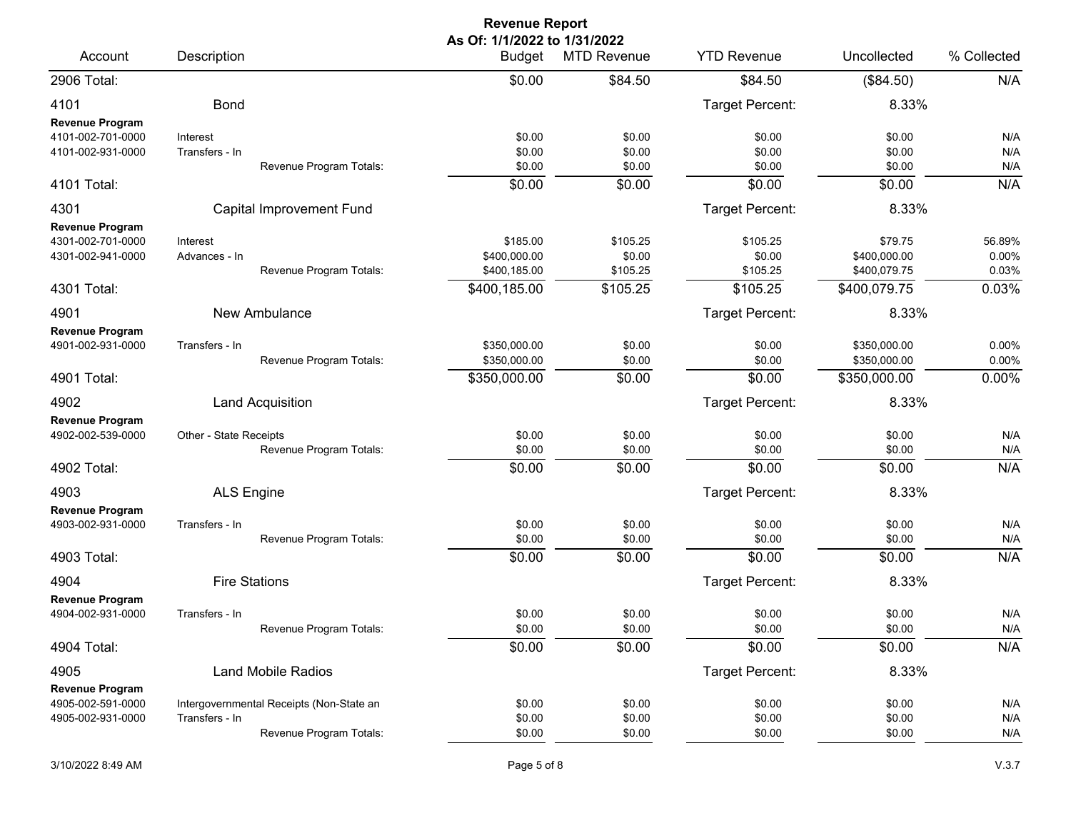# Revenue Report

**As Of: 1/1/2022 to 1/31/2022**

| Account | Description | Budget | MTD Revenue | YTD Revenue | Uncollected | % Collected |
|---|---|---|---|---|---|---|
| 2906 Total: | | $0.00 | $84.50 | $84.50 | ($84.50) | N/A |
| 4101 | Bond | | | Target Percent: | 8.33% | |
| **Revenue Program** | | | | | | |
| 4101-002-701-0000 | Interest | $0.00 | $0.00 | $0.00 | $0.00 | N/A |
| 4101-002-931-0000 | Transfers - In | $0.00 | $0.00 | $0.00 | $0.00 | N/A |
| | Revenue Program Totals: | $0.00 | $0.00 | $0.00 | $0.00 | N/A |
| 4101 Total: | | $0.00 | $0.00 | $0.00 | $0.00 | N/A |
| 4301 | Capital Improvement Fund | | | Target Percent: | 8.33% | |
| **Revenue Program** | | | | | | |
| 4301-002-701-0000 | Interest | $185.00 | $105.25 | $105.25 | $79.75 | 56.89% |
| 4301-002-941-0000 | Advances - In | $400,000.00 | $0.00 | $0.00 | $400,000.00 | 0.00% |
| | Revenue Program Totals: | $400,185.00 | $105.25 | $105.25 | $400,079.75 | 0.03% |
| 4301 Total: | | $400,185.00 | $105.25 | $105.25 | $400,079.75 | 0.03% |
| 4901 | New Ambulance | | | Target Percent: | 8.33% | |
| **Revenue Program** | | | | | | |
| 4901-002-931-0000 | Transfers - In | $350,000.00 | $0.00 | $0.00 | $350,000.00 | 0.00% |
| | Revenue Program Totals: | $350,000.00 | $0.00 | $0.00 | $350,000.00 | 0.00% |
| 4901 Total: | | $350,000.00 | $0.00 | $0.00 | $350,000.00 | 0.00% |
| 4902 | Land Acquisition | | | Target Percent: | 8.33% | |
| **Revenue Program** | | | | | | |
| 4902-002-539-0000 | Other - State Receipts | $0.00 | $0.00 | $0.00 | $0.00 | N/A |
| | Revenue Program Totals: | $0.00 | $0.00 | $0.00 | $0.00 | N/A |
| 4902 Total: | | $0.00 | $0.00 | $0.00 | $0.00 | N/A |
| 4903 | ALS Engine | | | Target Percent: | 8.33% | |
| **Revenue Program** | | | | | | |
| 4903-002-931-0000 | Transfers - In | $0.00 | $0.00 | $0.00 | $0.00 | N/A |
| | Revenue Program Totals: | $0.00 | $0.00 | $0.00 | $0.00 | N/A |
| 4903 Total: | | $0.00 | $0.00 | $0.00 | $0.00 | N/A |
| 4904 | Fire Stations | | | Target Percent: | 8.33% | |
| **Revenue Program** | | | | | | |
| 4904-002-931-0000 | Transfers - In | $0.00 | $0.00 | $0.00 | $0.00 | N/A |
| | Revenue Program Totals: | $0.00 | $0.00 | $0.00 | $0.00 | N/A |
| 4904 Total: | | $0.00 | $0.00 | $0.00 | $0.00 | N/A |
| 4905 | Land Mobile Radios | | | Target Percent: | 8.33% | |
| **Revenue Program** | | | | | | |
| 4905-002-591-0000 | Intergovernmental Receipts (Non-State an | $0.00 | $0.00 | $0.00 | $0.00 | N/A |
| 4905-002-931-0000 | Transfers - In | $0.00 | $0.00 | $0.00 | $0.00 | N/A |
| | Revenue Program Totals: | $0.00 | $0.00 | $0.00 | $0.00 | N/A |

3/10/2022 8:49 AM — V.3.7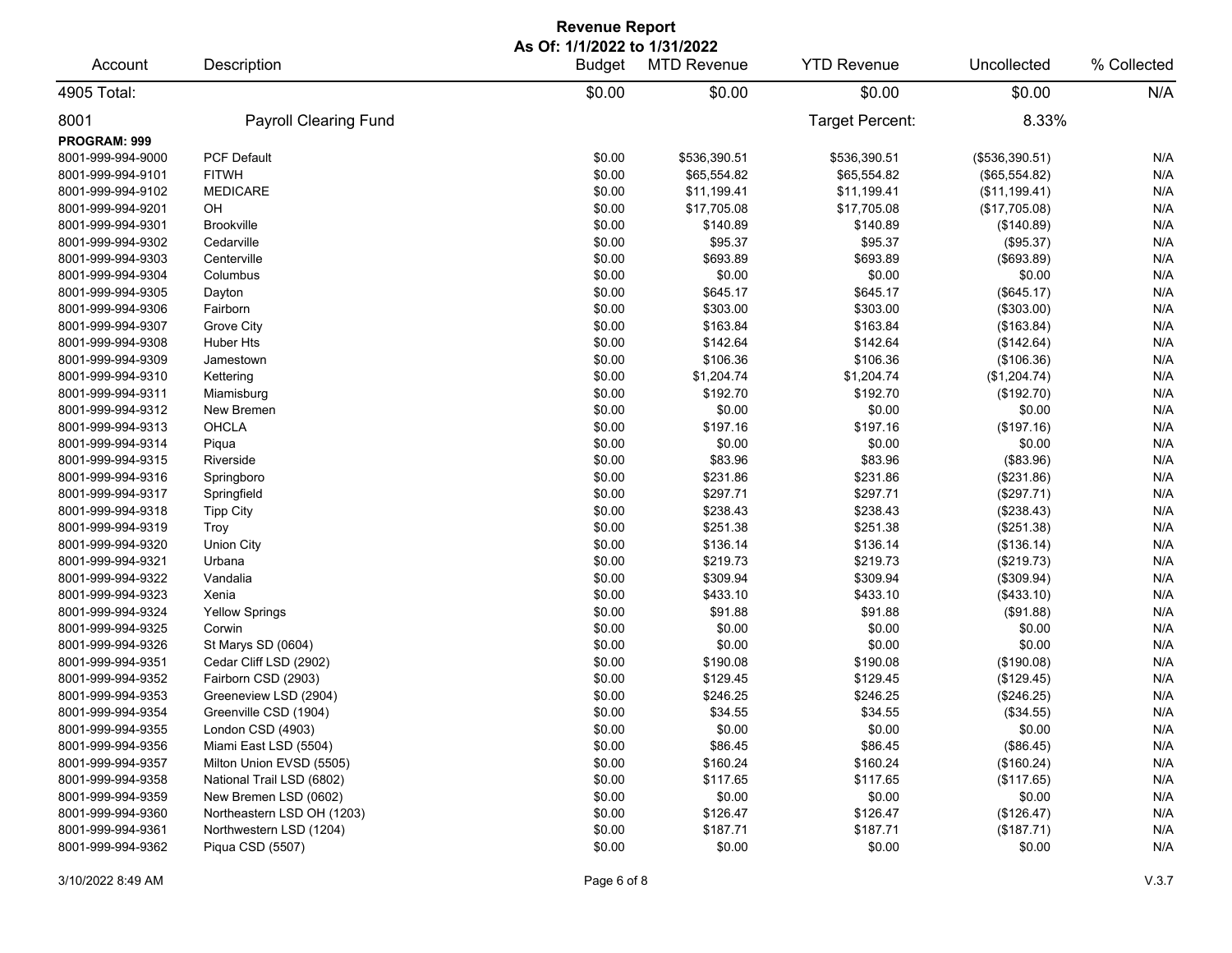# Revenue Report

**As Of: 1/1/2022 to 1/31/2022**

| Account | Description | Budget | MTD Revenue | YTD Revenue | Uncollected | % Collected |
|---|---|---|---|---|---|---|
| 4905 Total: | | $0.00 | $0.00 | $0.00 | $0.00 | N/A |
| 8001 | Payroll Clearing Fund | | | Target Percent: | 8.33% | |
| **PROGRAM: 999** | | | | | | |
| 8001-999-994-9000 | PCF Default | $0.00 | $536,390.51 | $536,390.51 | ($536,390.51) | N/A |
| 8001-999-994-9101 | FITWH | $0.00 | $65,554.82 | $65,554.82 | ($65,554.82) | N/A |
| 8001-999-994-9102 | MEDICARE | $0.00 | $11,199.41 | $11,199.41 | ($11,199.41) | N/A |
| 8001-999-994-9201 | OH | $0.00 | $17,705.08 | $17,705.08 | ($17,705.08) | N/A |
| 8001-999-994-9301 | Brookville | $0.00 | $140.89 | $140.89 | ($140.89) | N/A |
| 8001-999-994-9302 | Cedarville | $0.00 | $95.37 | $95.37 | ($95.37) | N/A |
| 8001-999-994-9303 | Centerville | $0.00 | $693.89 | $693.89 | ($693.89) | N/A |
| 8001-999-994-9304 | Columbus | $0.00 | $0.00 | $0.00 | $0.00 | N/A |
| 8001-999-994-9305 | Dayton | $0.00 | $645.17 | $645.17 | ($645.17) | N/A |
| 8001-999-994-9306 | Fairborn | $0.00 | $303.00 | $303.00 | ($303.00) | N/A |
| 8001-999-994-9307 | Grove City | $0.00 | $163.84 | $163.84 | ($163.84) | N/A |
| 8001-999-994-9308 | Huber Hts | $0.00 | $142.64 | $142.64 | ($142.64) | N/A |
| 8001-999-994-9309 | Jamestown | $0.00 | $106.36 | $106.36 | ($106.36) | N/A |
| 8001-999-994-9310 | Kettering | $0.00 | $1,204.74 | $1,204.74 | ($1,204.74) | N/A |
| 8001-999-994-9311 | Miamisburg | $0.00 | $192.70 | $192.70 | ($192.70) | N/A |
| 8001-999-994-9312 | New Bremen | $0.00 | $0.00 | $0.00 | $0.00 | N/A |
| 8001-999-994-9313 | OHCLA | $0.00 | $197.16 | $197.16 | ($197.16) | N/A |
| 8001-999-994-9314 | Piqua | $0.00 | $0.00 | $0.00 | $0.00 | N/A |
| 8001-999-994-9315 | Riverside | $0.00 | $83.96 | $83.96 | ($83.96) | N/A |
| 8001-999-994-9316 | Springboro | $0.00 | $231.86 | $231.86 | ($231.86) | N/A |
| 8001-999-994-9317 | Springfield | $0.00 | $297.71 | $297.71 | ($297.71) | N/A |
| 8001-999-994-9318 | Tipp City | $0.00 | $238.43 | $238.43 | ($238.43) | N/A |
| 8001-999-994-9319 | Troy | $0.00 | $251.38 | $251.38 | ($251.38) | N/A |
| 8001-999-994-9320 | Union City | $0.00 | $136.14 | $136.14 | ($136.14) | N/A |
| 8001-999-994-9321 | Urbana | $0.00 | $219.73 | $219.73 | ($219.73) | N/A |
| 8001-999-994-9322 | Vandalia | $0.00 | $309.94 | $309.94 | ($309.94) | N/A |
| 8001-999-994-9323 | Xenia | $0.00 | $433.10 | $433.10 | ($433.10) | N/A |
| 8001-999-994-9324 | Yellow Springs | $0.00 | $91.88 | $91.88 | ($91.88) | N/A |
| 8001-999-994-9325 | Corwin | $0.00 | $0.00 | $0.00 | $0.00 | N/A |
| 8001-999-994-9326 | St Marys SD (0604) | $0.00 | $0.00 | $0.00 | $0.00 | N/A |
| 8001-999-994-9351 | Cedar Cliff LSD (2902) | $0.00 | $190.08 | $190.08 | ($190.08) | N/A |
| 8001-999-994-9352 | Fairborn CSD (2903) | $0.00 | $129.45 | $129.45 | ($129.45) | N/A |
| 8001-999-994-9353 | Greeneview LSD (2904) | $0.00 | $246.25 | $246.25 | ($246.25) | N/A |
| 8001-999-994-9354 | Greenville CSD (1904) | $0.00 | $34.55 | $34.55 | ($34.55) | N/A |
| 8001-999-994-9355 | London CSD (4903) | $0.00 | $0.00 | $0.00 | $0.00 | N/A |
| 8001-999-994-9356 | Miami East LSD (5504) | $0.00 | $86.45 | $86.45 | ($86.45) | N/A |
| 8001-999-994-9357 | Milton Union EVSD (5505) | $0.00 | $160.24 | $160.24 | ($160.24) | N/A |
| 8001-999-994-9358 | National Trail LSD (6802) | $0.00 | $117.65 | $117.65 | ($117.65) | N/A |
| 8001-999-994-9359 | New Bremen LSD (0602) | $0.00 | $0.00 | $0.00 | $0.00 | N/A |
| 8001-999-994-9360 | Northeastern LSD OH (1203) | $0.00 | $126.47 | $126.47 | ($126.47) | N/A |
| 8001-999-994-9361 | Northwestern LSD (1204) | $0.00 | $187.71 | $187.71 | ($187.71) | N/A |
| 8001-999-994-9362 | Piqua CSD (5507) | $0.00 | $0.00 | $0.00 | $0.00 | N/A |

3/10/2022 8:49 AM V.3.7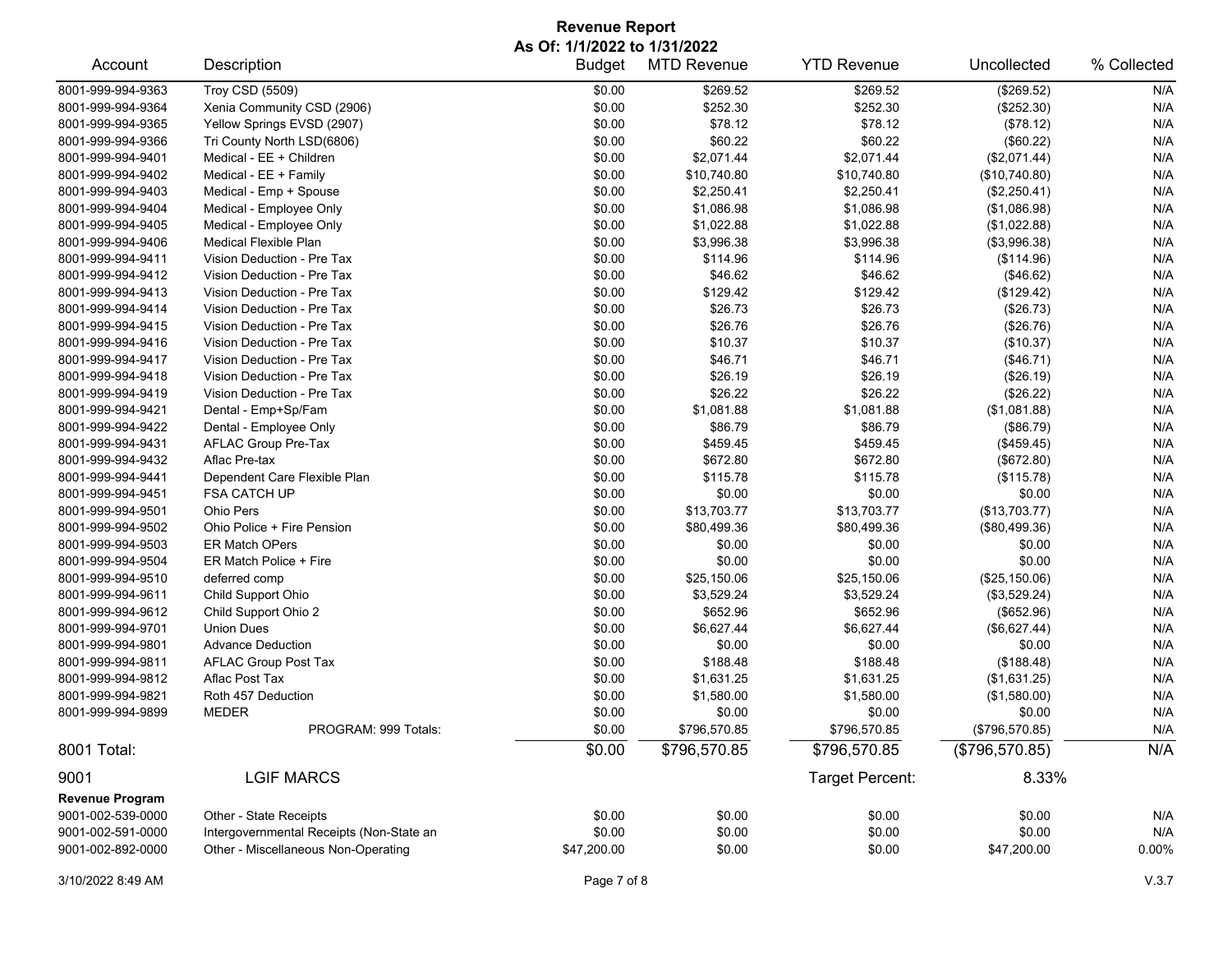# Revenue Report
## As Of: 1/1/2022 to 1/31/2022

| Account | Description | Budget | MTD Revenue | YTD Revenue | Uncollected | % Collected |
|---|---|---|---|---|---|---|
| 8001-999-994-9363 | Troy CSD (5509) | $0.00 | $269.52 | $269.52 | ($269.52) | N/A |
| 8001-999-994-9364 | Xenia Community CSD (2906) | $0.00 | $252.30 | $252.30 | ($252.30) | N/A |
| 8001-999-994-9365 | Yellow Springs EVSD (2907) | $0.00 | $78.12 | $78.12 | ($78.12) | N/A |
| 8001-999-994-9366 | Tri County North LSD(6806) | $0.00 | $60.22 | $60.22 | ($60.22) | N/A |
| 8001-999-994-9401 | Medical - EE + Children | $0.00 | $2,071.44 | $2,071.44 | ($2,071.44) | N/A |
| 8001-999-994-9402 | Medical - EE + Family | $0.00 | $10,740.80 | $10,740.80 | ($10,740.80) | N/A |
| 8001-999-994-9403 | Medical - Emp + Spouse | $0.00 | $2,250.41 | $2,250.41 | ($2,250.41) | N/A |
| 8001-999-994-9404 | Medical - Employee Only | $0.00 | $1,086.98 | $1,086.98 | ($1,086.98) | N/A |
| 8001-999-994-9405 | Medical - Employee Only | $0.00 | $1,022.88 | $1,022.88 | ($1,022.88) | N/A |
| 8001-999-994-9406 | Medical Flexible Plan | $0.00 | $3,996.38 | $3,996.38 | ($3,996.38) | N/A |
| 8001-999-994-9411 | Vision Deduction - Pre Tax | $0.00 | $114.96 | $114.96 | ($114.96) | N/A |
| 8001-999-994-9412 | Vision Deduction - Pre Tax | $0.00 | $46.62 | $46.62 | ($46.62) | N/A |
| 8001-999-994-9413 | Vision Deduction - Pre Tax | $0.00 | $129.42 | $129.42 | ($129.42) | N/A |
| 8001-999-994-9414 | Vision Deduction - Pre Tax | $0.00 | $26.73 | $26.73 | ($26.73) | N/A |
| 8001-999-994-9415 | Vision Deduction - Pre Tax | $0.00 | $26.76 | $26.76 | ($26.76) | N/A |
| 8001-999-994-9416 | Vision Deduction - Pre Tax | $0.00 | $10.37 | $10.37 | ($10.37) | N/A |
| 8001-999-994-9417 | Vision Deduction - Pre Tax | $0.00 | $46.71 | $46.71 | ($46.71) | N/A |
| 8001-999-994-9418 | Vision Deduction - Pre Tax | $0.00 | $26.19 | $26.19 | ($26.19) | N/A |
| 8001-999-994-9419 | Vision Deduction - Pre Tax | $0.00 | $26.22 | $26.22 | ($26.22) | N/A |
| 8001-999-994-9421 | Dental - Emp+Sp/Fam | $0.00 | $1,081.88 | $1,081.88 | ($1,081.88) | N/A |
| 8001-999-994-9422 | Dental - Employee Only | $0.00 | $86.79 | $86.79 | ($86.79) | N/A |
| 8001-999-994-9431 | AFLAC Group Pre-Tax | $0.00 | $459.45 | $459.45 | ($459.45) | N/A |
| 8001-999-994-9432 | Aflac Pre-tax | $0.00 | $672.80 | $672.80 | ($672.80) | N/A |
| 8001-999-994-9441 | Dependent Care Flexible Plan | $0.00 | $115.78 | $115.78 | ($115.78) | N/A |
| 8001-999-994-9451 | FSA CATCH UP | $0.00 | $0.00 | $0.00 | $0.00 | N/A |
| 8001-999-994-9501 | Ohio Pers | $0.00 | $13,703.77 | $13,703.77 | ($13,703.77) | N/A |
| 8001-999-994-9502 | Ohio Police + Fire Pension | $0.00 | $80,499.36 | $80,499.36 | ($80,499.36) | N/A |
| 8001-999-994-9503 | ER Match OPers | $0.00 | $0.00 | $0.00 | $0.00 | N/A |
| 8001-999-994-9504 | ER Match Police + Fire | $0.00 | $0.00 | $0.00 | $0.00 | N/A |
| 8001-999-994-9510 | deferred comp | $0.00 | $25,150.06 | $25,150.06 | ($25,150.06) | N/A |
| 8001-999-994-9611 | Child Support Ohio | $0.00 | $3,529.24 | $3,529.24 | ($3,529.24) | N/A |
| 8001-999-994-9612 | Child Support Ohio 2 | $0.00 | $652.96 | $652.96 | ($652.96) | N/A |
| 8001-999-994-9701 | Union Dues | $0.00 | $6,627.44 | $6,627.44 | ($6,627.44) | N/A |
| 8001-999-994-9801 | Advance Deduction | $0.00 | $0.00 | $0.00 | $0.00 | N/A |
| 8001-999-994-9811 | AFLAC Group Post Tax | $0.00 | $188.48 | $188.48 | ($188.48) | N/A |
| 8001-999-994-9812 | Aflac Post Tax | $0.00 | $1,631.25 | $1,631.25 | ($1,631.25) | N/A |
| 8001-999-994-9821 | Roth 457 Deduction | $0.00 | $1,580.00 | $1,580.00 | ($1,580.00) | N/A |
| 8001-999-994-9899 | MEDER | $0.00 | $0.00 | $0.00 | $0.00 | N/A |
| | PROGRAM: 999 Totals: | $0.00 | $796,570.85 | $796,570.85 | ($796,570.85) | N/A |
| **8001 Total:** | | $0.00 | $796,570.85 | $796,570.85 | ($796,570.85) | N/A |

**9001** LGIF MARCS — Target Percent: 8.33%

**Revenue Program**

| Account | Description | Budget | MTD Revenue | YTD Revenue | Uncollected | % Collected |
|---|---|---|---|---|---|---|
| 9001-002-539-0000 | Other - State Receipts | $0.00 | $0.00 | $0.00 | $0.00 | N/A |
| 9001-002-591-0000 | Intergovernmental Receipts (Non-State an | $0.00 | $0.00 | $0.00 | $0.00 | N/A |
| 9001-002-892-0000 | Other - Miscellaneous Non-Operating | $47,200.00 | $0.00 | $0.00 | $47,200.00 | 0.00% |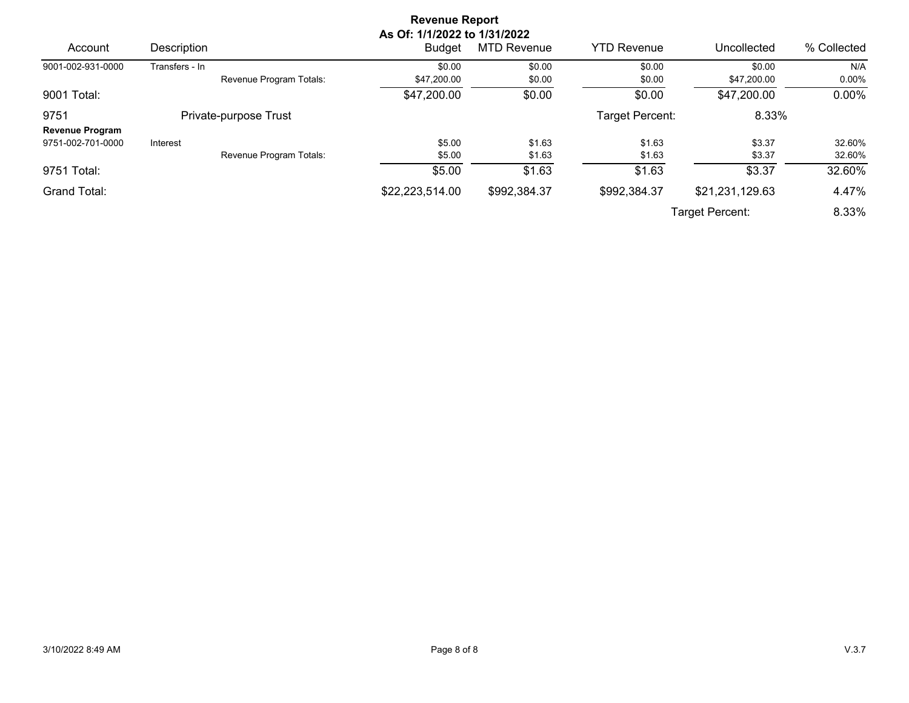# Revenue Report

**As Of: 1/1/2022 to 1/31/2022**

| Account | Description | Budget | MTD Revenue | YTD Revenue | Uncollected | % Collected |
|---|---|---|---|---|---|---|
| 9001-002-931-0000 | Transfers - In | $0.00 | $0.00 | $0.00 | $0.00 | N/A |
| | Revenue Program Totals: | $47,200.00 | $0.00 | $0.00 | $47,200.00 | 0.00% |
| 9001 Total: | | $47,200.00 | $0.00 | $0.00 | $47,200.00 | 0.00% |
| 9751 | Private-purpose Trust | | | Target Percent: | 8.33% | |
| **Revenue Program** | | | | | | |
| 9751-002-701-0000 | Interest | $5.00 | $1.63 | $1.63 | $3.37 | 32.60% |
| | Revenue Program Totals: | $5.00 | $1.63 | $1.63 | $3.37 | 32.60% |
| 9751 Total: | | $5.00 | $1.63 | $1.63 | $3.37 | 32.60% |
| Grand Total: | | $22,223,514.00 | $992,384.37 | $992,384.37 | $21,231,129.63 | 4.47% |
| | | | | | Target Percent: | 8.33% |

3/10/2022 8:49 AM

V.3.7